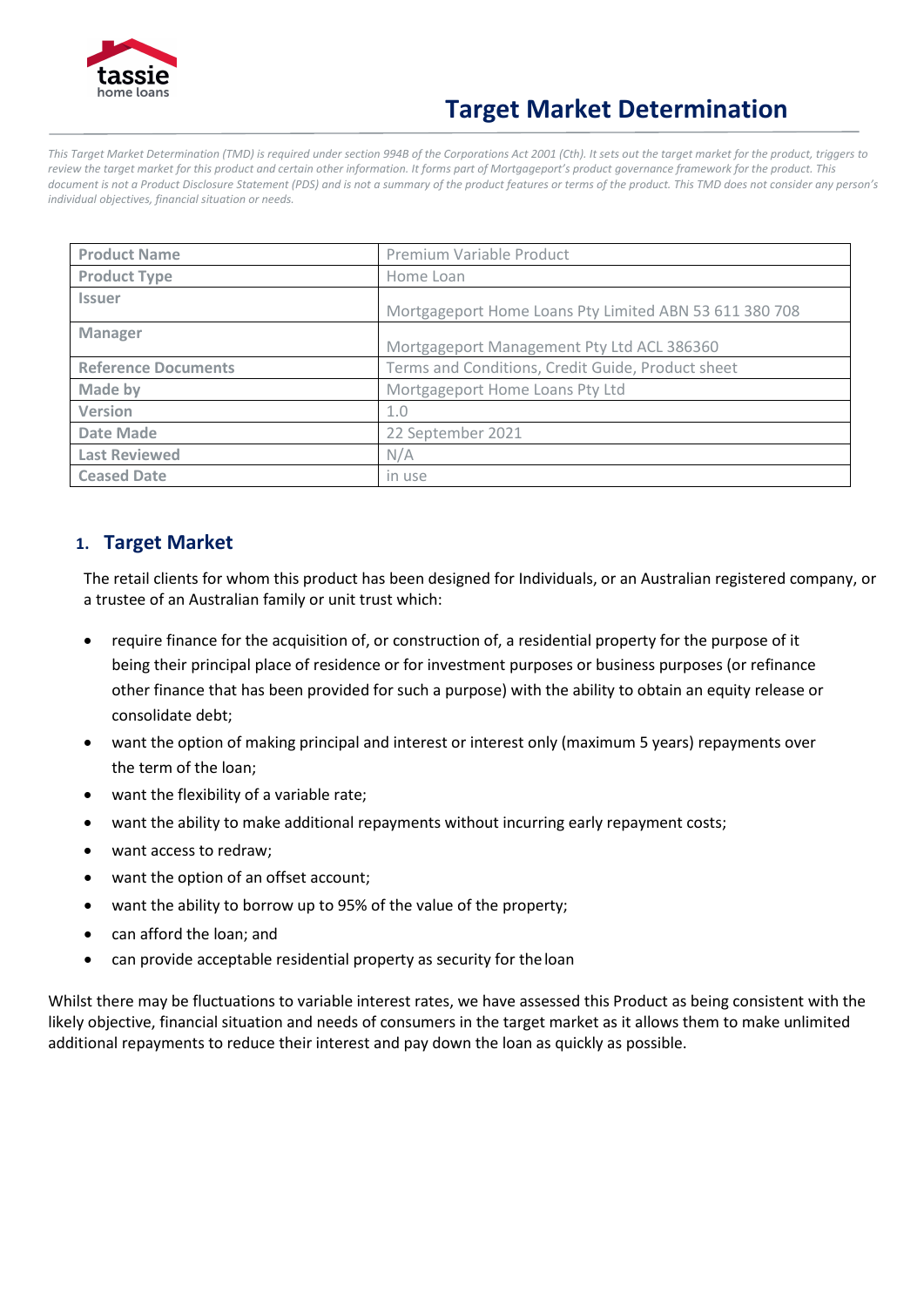# Target Market Determination

*This Target Market Determination (TMD) is required under section 994B of the Corporations Act 2001 (Cth). It sets out the target market for the product, triggers to review the target market for this product and certain other information. It forms part of Mortgageport's product governance framework for the product. This document is not a Product Disclosure Statement (PDS) and is not a summary of the product features or terms of the product. This TMD does not consider any person's individual objectives, financial situation or needs.*

| | |
|---|---|
| **Product Name** | Premium Variable Product |
| **Product Type** | Home Loan |
| **Issuer** | Mortgageport Home Loans Pty Limited ABN 53 611 380 708 |
| **Manager** | Mortgageport Management Pty Ltd ACL 386360 |
| **Reference Documents** | Terms and Conditions, Credit Guide, Product sheet |
| **Made by** | Mortgageport Home Loans Pty Ltd |
| **Version** | 1.0 |
| **Date Made** | 22 September 2021 |
| **Last Reviewed** | N/A |
| **Ceased Date** | in use |

## 1. Target Market

The retail clients for whom this product has been designed for Individuals, or an Australian registered company, or a trustee of an Australian family or unit trust which:

- require finance for the acquisition of, or construction of, a residential property for the purpose of it being their principal place of residence or for investment purposes or business purposes (or refinance other finance that has been provided for such a purpose) with the ability to obtain an equity release or consolidate debt;
- want the option of making principal and interest or interest only (maximum 5 years) repayments over the term of the loan;
- want the flexibility of a variable rate;
- want the ability to make additional repayments without incurring early repayment costs;
- want access to redraw;
- want the option of an offset account;
- want the ability to borrow up to 95% of the value of the property;
- can afford the loan; and
- can provide acceptable residential property as security for the loan

Whilst there may be fluctuations to variable interest rates, we have assessed this Product as being consistent with the likely objective, financial situation and needs of consumers in the target market as it allows them to make unlimited additional repayments to reduce their interest and pay down the loan as quickly as possible.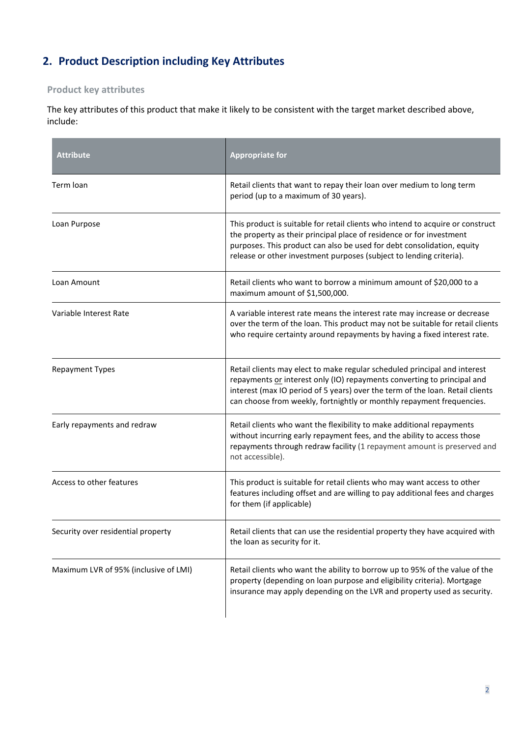## 2. Product Description including Key Attributes

### Product key attributes

The key attributes of this product that make it likely to be consistent with the target market described above, include:

| Attribute | Appropriate for |
|---|---|
| Term loan | Retail clients that want to repay their loan over medium to long term period (up to a maximum of 30 years). |
| Loan Purpose | This product is suitable for retail clients who intend to acquire or construct the property as their principal place of residence or for investment purposes. This product can also be used for debt consolidation, equity release or other investment purposes (subject to lending criteria). |
| Loan Amount | Retail clients who want to borrow a minimum amount of $20,000 to a maximum amount of $1,500,000. |
| Variable Interest Rate | A variable interest rate means the interest rate may increase or decrease over the term of the loan. This product may not be suitable for retail clients who require certainty around repayments by having a fixed interest rate. |
| Repayment Types | Retail clients may elect to make regular scheduled principal and interest repayments <u>or</u> interest only (IO) repayments converting to principal and interest (max IO period of 5 years) over the term of the loan. Retail clients can choose from weekly, fortnightly or monthly repayment frequencies. |
| Early repayments and redraw | Retail clients who want the flexibility to make additional repayments without incurring early repayment fees, and the ability to access those repayments through redraw facility (1 repayment amount is preserved and not accessible). |
| Access to other features | This product is suitable for retail clients who may want access to other features including offset and are willing to pay additional fees and charges for them (if applicable) |
| Security over residential property | Retail clients that can use the residential property they have acquired with the loan as security for it. |
| Maximum LVR of 95% (inclusive of LMI) | Retail clients who want the ability to borrow up to 95% of the value of the property (depending on loan purpose and eligibility criteria). Mortgage insurance may apply depending on the LVR and property used as security. |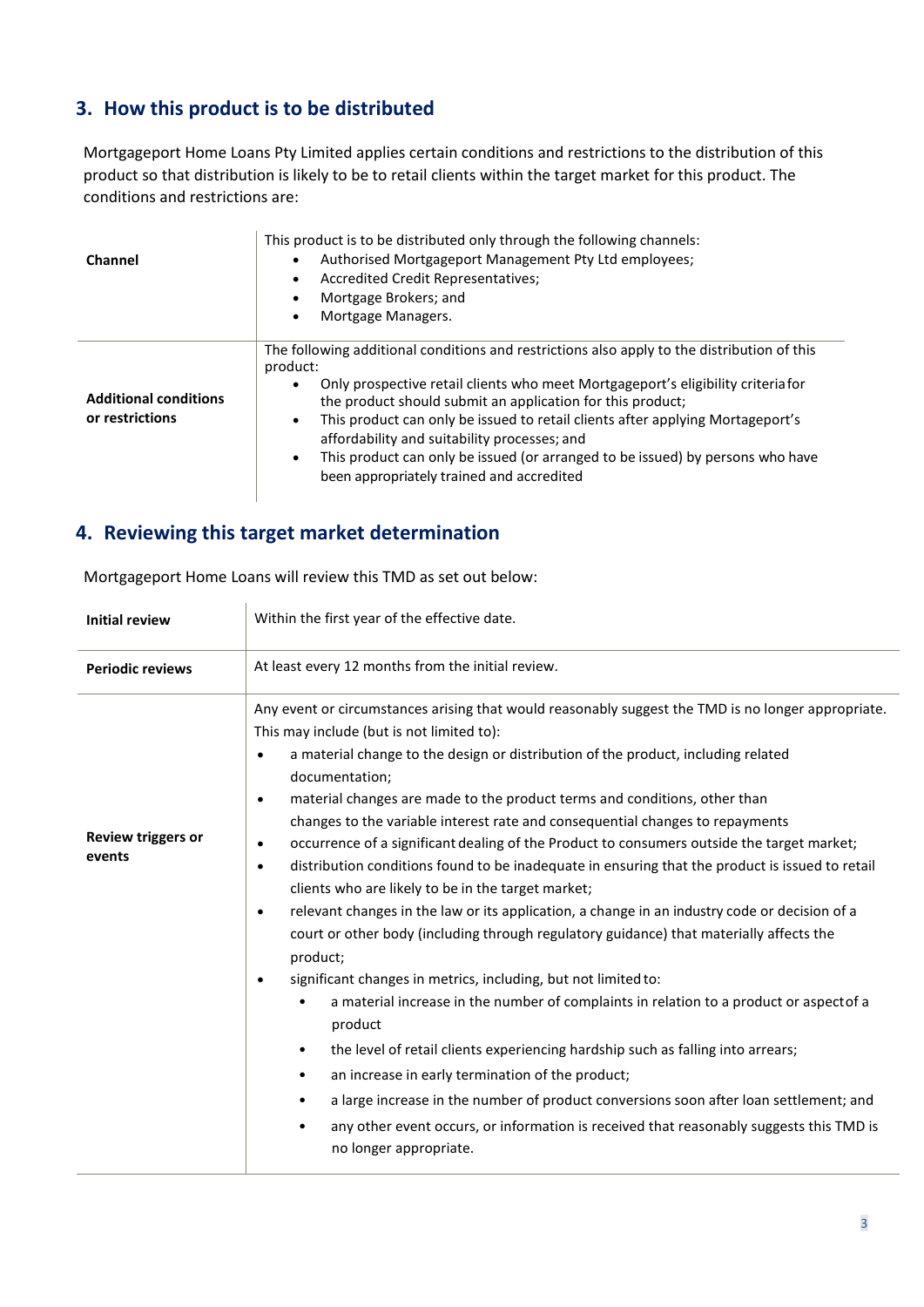## 3. How this product is to be distributed

Mortgageport Home Loans Pty Limited applies certain conditions and restrictions to the distribution of this product so that distribution is likely to be to retail clients within the target market for this product. The conditions and restrictions are:

| | |
|---|---|
| **Channel** | This product is to be distributed only through the following channels:<br>• Authorised Mortgageport Management Pty Ltd employees;<br>• Accredited Credit Representatives;<br>• Mortgage Brokers; and<br>• Mortgage Managers. |
| **Additional conditions or restrictions** | The following additional conditions and restrictions also apply to the distribution of this product:<br>• Only prospective retail clients who meet Mortgageport's eligibility criteria for the product should submit an application for this product;<br>• This product can only be issued to retail clients after applying Mortageport's affordability and suitability processes; and<br>• This product can only be issued (or arranged to be issued) by persons who have been appropriately trained and accredited |

## 4. Reviewing this target market determination

Mortgageport Home Loans will review this TMD as set out below:

| | |
|---|---|
| **Initial review** | Within the first year of the effective date. |
| **Periodic reviews** | At least every 12 months from the initial review. |
| **Review triggers or events** | Any event or circumstances arising that would reasonably suggest the TMD is no longer appropriate. This may include (but is not limited to):<br>• a material change to the design or distribution of the product, including related documentation;<br>• material changes are made to the product terms and conditions, other than changes to the variable interest rate and consequential changes to repayments<br>• occurrence of a significant dealing of the Product to consumers outside the target market;<br>• distribution conditions found to be inadequate in ensuring that the product is issued to retail clients who are likely to be in the target market;<br>• relevant changes in the law or its application, a change in an industry code or decision of a court or other body (including through regulatory guidance) that materially affects the product;<br>• significant changes in metrics, including, but not limited to:<br>&nbsp;&nbsp;&nbsp;&nbsp;• a material increase in the number of complaints in relation to a product or aspect of a product<br>&nbsp;&nbsp;&nbsp;&nbsp;• the level of retail clients experiencing hardship such as falling into arrears;<br>&nbsp;&nbsp;&nbsp;&nbsp;• an increase in early termination of the product;<br>&nbsp;&nbsp;&nbsp;&nbsp;• a large increase in the number of product conversions soon after loan settlement; and<br>&nbsp;&nbsp;&nbsp;&nbsp;• any other event occurs, or information is received that reasonably suggests this TMD is no longer appropriate. |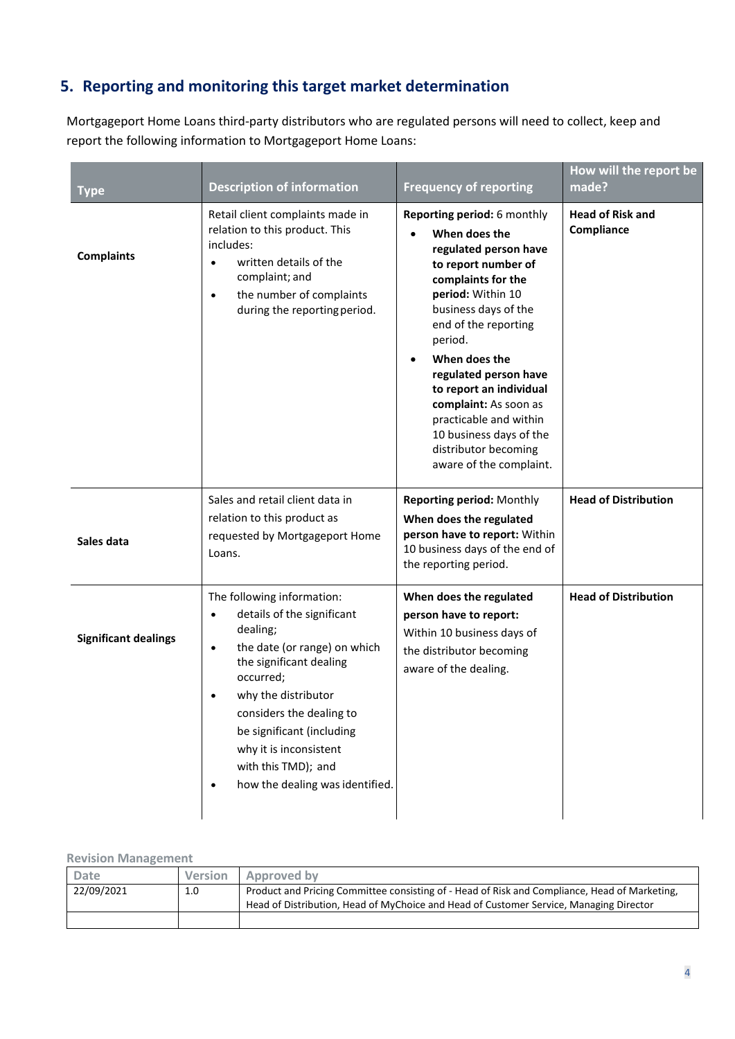## 5. Reporting and monitoring this target market determination

Mortgageport Home Loans third-party distributors who are regulated persons will need to collect, keep and report the following information to Mortgageport Home Loans:

| Type | Description of information | Frequency of reporting | How will the report be made? |
|---|---|---|---|
| **Complaints** | Retail client complaints made in relation to this product. This includes:<br>• written details of the complaint; and<br>• the number of complaints during the reporting period. | **Reporting period:** 6 monthly<br>• **When does the regulated person have to report number of complaints for the period:** Within 10 business days of the end of the reporting period.<br>• **When does the regulated person have to report an individual complaint:** As soon as practicable and within 10 business days of the distributor becoming aware of the complaint. | **Head of Risk and Compliance** |
| **Sales data** | Sales and retail client data in relation to this product as requested by Mortgageport Home Loans. | **Reporting period:** Monthly<br>**When does the regulated person have to report:** Within 10 business days of the end of the reporting period. | **Head of Distribution** |
| **Significant dealings** | The following information:<br>• details of the significant dealing;<br>• the date (or range) on which the significant dealing occurred;<br>• why the distributor considers the dealing to be significant (including why it is inconsistent with this TMD); and<br>• how the dealing was identified. | **When does the regulated person have to report:** Within 10 business days of the distributor becoming aware of the dealing. | **Head of Distribution** |

**Revision Management**

| Date | Version | Approved by |
|---|---|---|
| 22/09/2021 | 1.0 | Product and Pricing Committee consisting of - Head of Risk and Compliance, Head of Marketing, Head of Distribution, Head of MyChoice and Head of Customer Service, Managing Director |
| | | |